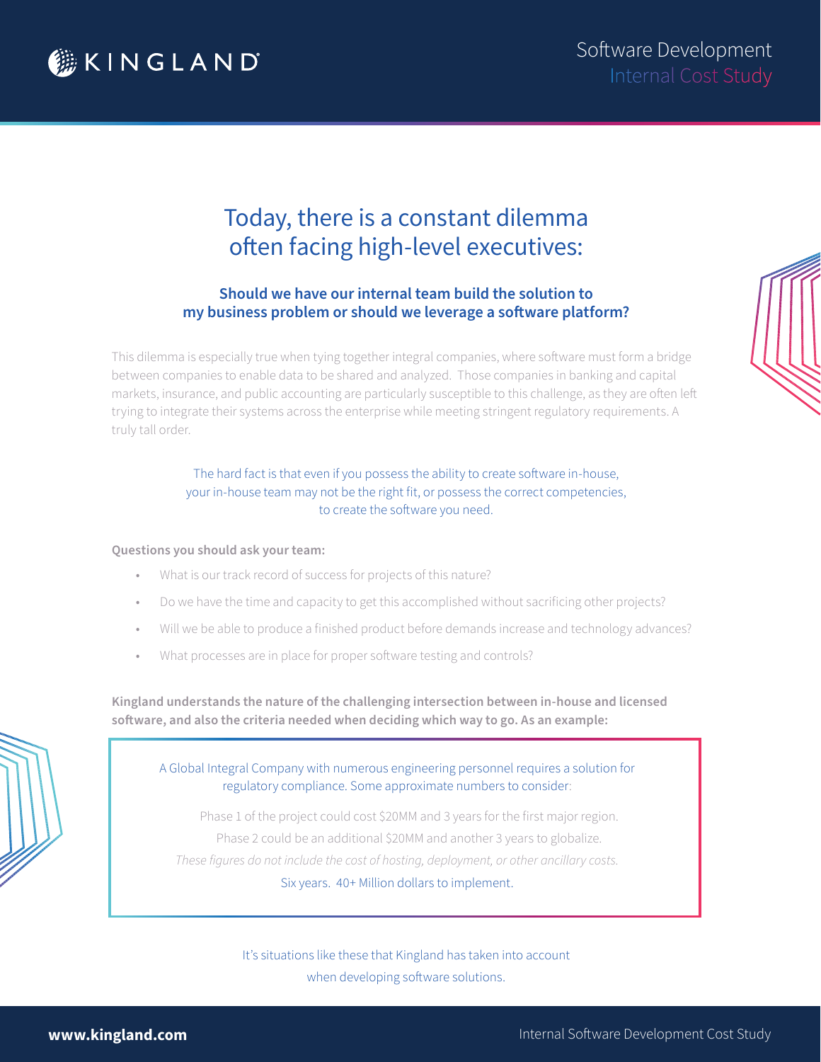KINGLAND

# Software Development Internal Cost Study

## Today, there is a constant dilemma often facing high-level executives:

### Should we have our internal team build the solution to my business problem or should we leverage a software platform?

This dilemma is especially true when tying together integral companies, where software must form a bridge between companies to enable data to be shared and analyzed. Those companies in banking and capital markets, insurance, and public accounting are particularly susceptible to this challenge, as they are often left trying to integrate their systems across the enterprise while meeting stringent regulatory requirements. A truly tall order.

The hard fact is that even if you possess the ability to create software in-house, your in-house team may not be the right fit, or possess the correct competencies, to create the software you need.

**Questions you should ask your team:**

- What is our track record of success for projects of this nature?
- Do we have the time and capacity to get this accomplished without sacrificing other projects?
- Will we be able to produce a finished product before demands increase and technology advances?
- What processes are in place for proper software testing and controls?

**Kingland understands the nature of the challenging intersection between in-house and licensed software, and also the criteria needed when deciding which way to go. As an example:**

A Global Integral Company with numerous engineering personnel requires a solution for regulatory compliance. Some approximate numbers to consider:

Phase 1 of the project could cost $20MM and 3 years for the first major region.

Phase 2 could be an additional $20MM and another 3 years to globalize.

*These figures do not include the cost of hosting, deployment, or other ancillary costs.*

Six years. 40+ Million dollars to implement.

It's situations like these that Kingland has taken into account when developing software solutions.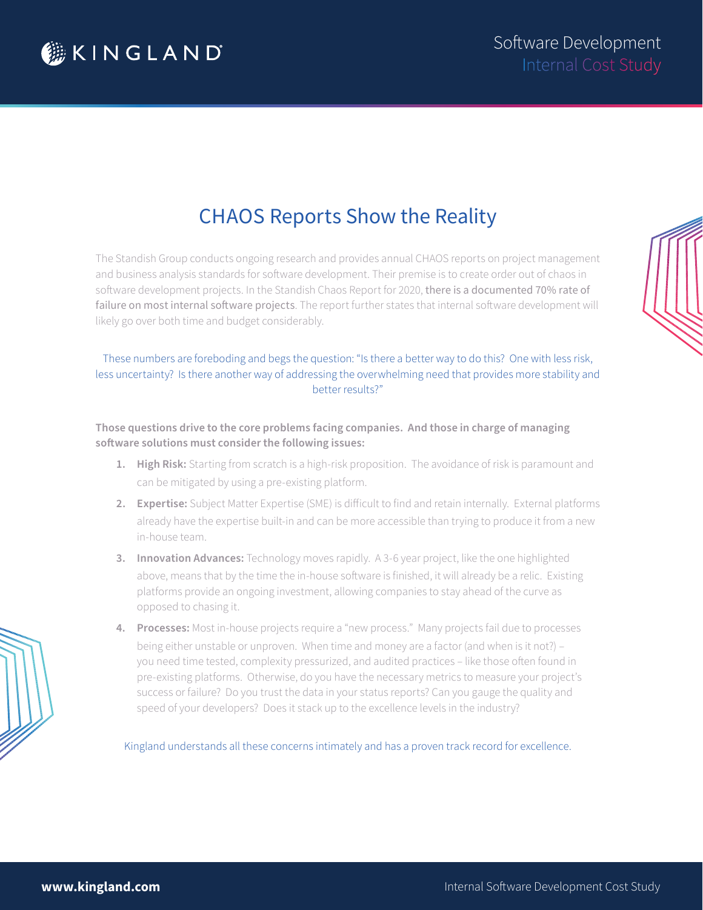# CHAOS Reports Show the Reality

The Standish Group conducts ongoing research and provides annual CHAOS reports on project management and business analysis standards for software development. Their premise is to create order out of chaos in software development projects. In the Standish Chaos Report for 2020, there is a documented 70% rate of failure on most internal software projects. The report further states that internal software development will likely go over both time and budget considerably.

These numbers are foreboding and begs the question: "Is there a better way to do this? One with less risk, less uncertainty? Is there another way of addressing the overwhelming need that provides more stability and better results?"

**Those questions drive to the core problems facing companies. And those in charge of managing software solutions must consider the following issues:**

1. **High Risk:** Starting from scratch is a high-risk proposition. The avoidance of risk is paramount and can be mitigated by using a pre-existing platform.
2. **Expertise:** Subject Matter Expertise (SME) is difficult to find and retain internally. External platforms already have the expertise built-in and can be more accessible than trying to produce it from a new in-house team.
3. **Innovation Advances:** Technology moves rapidly. A 3-6 year project, like the one highlighted above, means that by the time the in-house software is finished, it will already be a relic. Existing platforms provide an ongoing investment, allowing companies to stay ahead of the curve as opposed to chasing it.
4. **Processes:** Most in-house projects require a "new process." Many projects fail due to processes being either unstable or unproven. When time and money are a factor (and when is it not?) – you need time tested, complexity pressurized, and audited practices – like those often found in pre-existing platforms. Otherwise, do you have the necessary metrics to measure your project's success or failure? Do you trust the data in your status reports? Can you gauge the quality and speed of your developers? Does it stack up to the excellence levels in the industry?

Kingland understands all these concerns intimately and has a proven track record for excellence.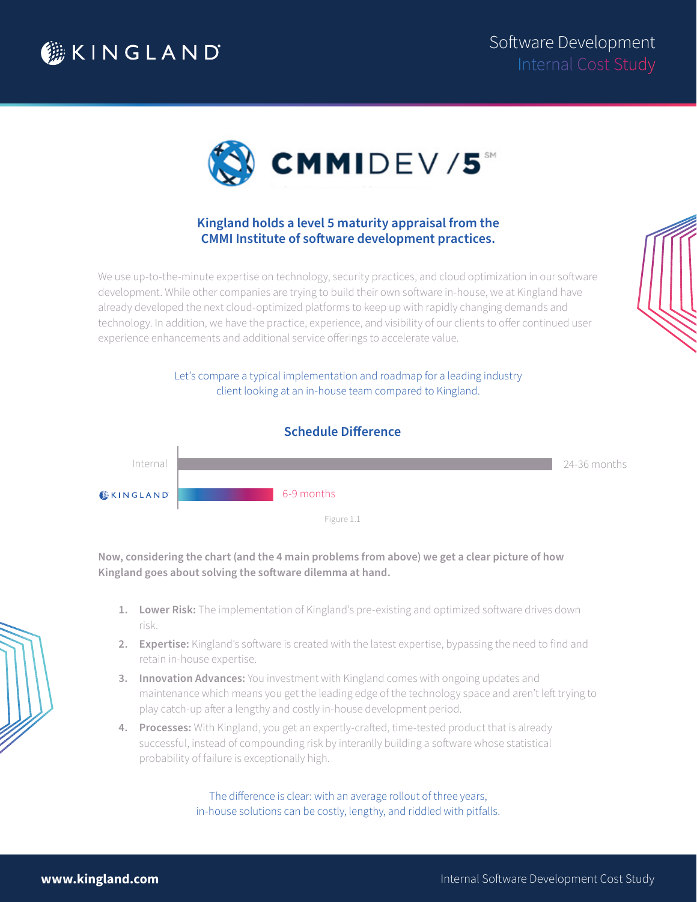CMMIDEV /5[SM]

## Kingland holds a level 5 maturity appraisal from the CMMI Institute of software development practices.

We use up-to-the-minute expertise on technology, security practices, and cloud optimization in our software development. While other companies are trying to build their own software in-house, we at Kingland have already developed the next cloud-optimized platforms to keep up with rapidly changing demands and technology. In addition, we have the practice, experience, and visibility of our clients to offer continued user experience enhancements and additional service offerings to accelerate value.

Let's compare a typical implementation and roadmap for a leading industry client looking at an in-house team compared to Kingland.

### Schedule Difference

| | Schedule |
|---|---|
| Internal | 24-36 months |
| Kingland | 6-9 months |

Figure 1.1

**Now, considering the chart (and the 4 main problems from above) we get a clear picture of how Kingland goes about solving the software dilemma at hand.**

1. **Lower Risk:** The implementation of Kingland's pre-existing and optimized software drives down risk.
2. **Expertise:** Kingland's software is created with the latest expertise, bypassing the need to find and retain in-house expertise.
3. **Innovation Advances:** You investment with Kingland comes with ongoing updates and maintenance which means you get the leading edge of the technology space and aren't left trying to play catch-up after a lengthy and costly in-house development period.
4. **Processes:** With Kingland, you get an expertly-crafted, time-tested product that is already successful, instead of compounding risk by interanlly building a software whose statistical probability of failure is exceptionally high.

The difference is clear: with an average rollout of three years, in-house solutions can be costly, lengthy, and riddled with pitfalls.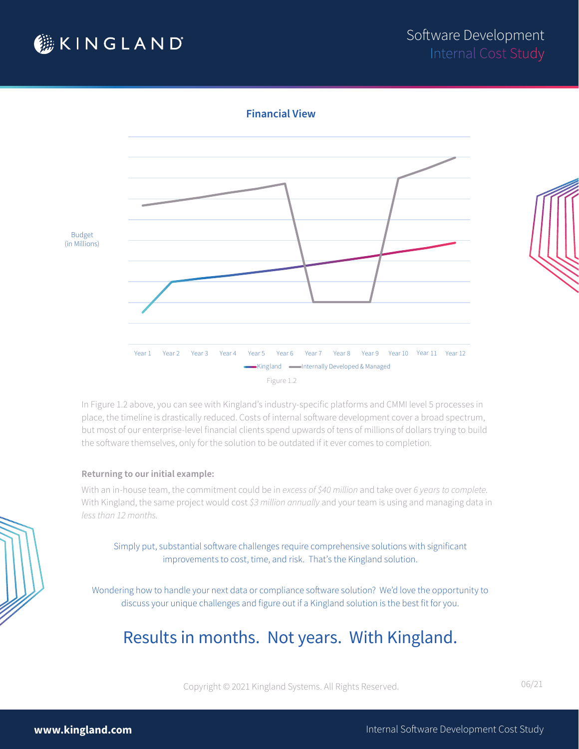## Financial View

Budget
(in Millions)

Year 1 Year 2 Year 3 Year 4 Year 5 Year 6 Year 7 Year 8 Year 9 Year 10 Year 11 Year 12

Kingland Internally Developed & Managed

Figure 1.2

In Figure 1.2 above, you can see with Kingland's industry-specific platforms and CMMI level 5 processes in place, the timeline is drastically reduced. Costs of internal software development cover a broad spectrum, but most of our enterprise-level financial clients spend upwards of tens of millions of dollars trying to build the software themselves, only for the solution to be outdated if it ever comes to completion.

**Returning to our initial example:**

With an in-house team, the commitment could be in *excess of $40 million* and take over *6 years to complete.* With Kingland, the same project would cost *$3 million annually* and your team is using and managing data in *less than 12 months.*

Simply put, substantial software challenges require comprehensive solutions with significant improvements to cost, time, and risk. That's the Kingland solution.

Wondering how to handle your next data or compliance software solution? We'd love the opportunity to discuss your unique challenges and figure out if a Kingland solution is the best fit for you.

## Results in months. Not years. With Kingland.

Copyright © 2021 Kingland Systems. All Rights Reserved.

06/21